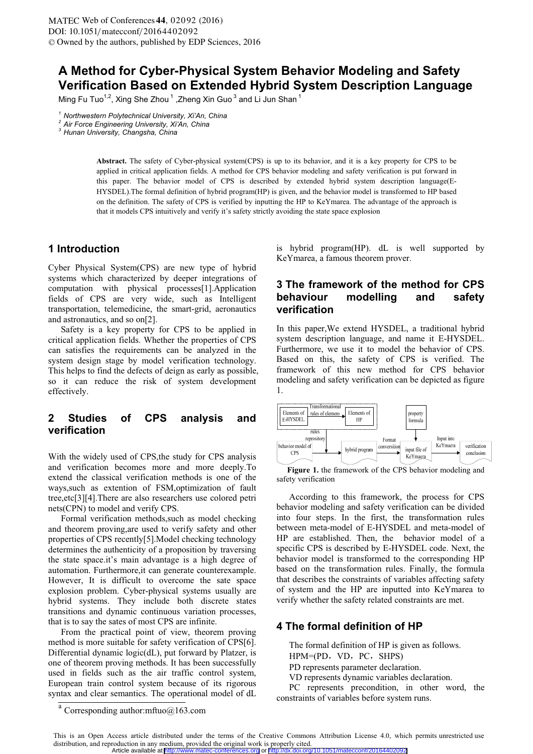# A Method for Cyber-Physical System Behavior Modeling and Safety Verification Based on Extended Hybrid System Description Language

Ming Fu Tuo[1,2], Xing She Zhou [1] ,Zheng Xin Guo [3] and Li Jun Shan [1]

[1] Northwestern Polytechnical University, Xi'An, China
[2] Air Force Engineering University, Xi'An, China
[3] Hunan University, Changsha, China

**Abstract.** The safety of Cyber-physical system(CPS) is up to its behavior, and it is a key property for CPS to be applied in critical application fields. A method for CPS behavior modeling and safety verification is put forward in this paper. The behavior model of CPS is described by extended hybrid system description language(E-HYSDEL).The formal definition of hybrid program(HP) is given, and the behavior model is transformed to HP based on the definition. The safety of CPS is verified by inputting the HP to KeYmarea. The advantage of the approach is that it models CPS intuitively and verify it's safety strictly avoiding the state space explosion

## 1 Introduction

Cyber Physical System(CPS) are new type of hybrid systems which characterized by deeper integrations of computation with physical processes[1].Application fields of CPS are very wide, such as Intelligent transportation, telemedicine, the smart-grid, aeronautics and astronautics, and so on[2].

Safety is a key property for CPS to be applied in critical application fields. Whether the properties of CPS can satisfies the requirements can be analyzed in the system design stage by model verification technology. This helps to find the defects of deign as early as possible, so it can reduce the risk of system development effectively.

## 2 Studies of CPS analysis and verification

With the widely used of CPS,the study for CPS analysis and verification becomes more and more deeply.To extend the classical verification methods is one of the ways,such as extention of FSM,optimization of fault tree,etc[3][4].There are also researchers use colored petri nets(CPN) to model and verify CPS.

Formal verification methods,such as model checking and theorem proving,are used to verify safety and other properties of CPS recently[5].Model checking technology determines the authenticity of a proposition by traversing the state space.it's main advantage is a high degree of automation. Furthermore,it can generate counterexample. However, It is difficult to overcome the sate space explosion problem. Cyber-physical systems usually are hybrid systems. They include both discrete states transitions and dynamic continuous variation processes, that is to say the sates of most CPS are infinite.

From the practical point of view, theorem proving method is more suitable for safety verification of CPS[6]. Differential dynamic logic(dL), put forward by Platzer, is one of theorem proving methods. It has been successfully used in fields such as the air traffic control system, European train control system because of its rigorous syntax and clear semantics. The operational model of dL is hybrid program(HP). dL is well supported by KeYmarea, a famous theorem prover.

[a] Corresponding author:mftuo@163.com

## 3 The framework of the method for CPS behaviour modelling and safety verification

In this paper,We extend HYSDEL, a traditional hybrid system description language, and name it E-HYSDEL. Furthermore, we use it to model the behavior of CPS. Based on this, the safety of CPS is verified. The framework of this new method for CPS behavior modeling and safety verification can be depicted as figure 1.

**Figure 1.** the framework of the CPS behavior modeling and safety verification

According to this framework, the process for CPS behavior modeling and safety verification can be divided into four steps. In the first, the transformation rules between meta-model of E-HYSDEL and meta-model of HP are established. Then, the behavior model of a specific CPS is described by E-HYSDEL code. Next, the behavior model is transformed to the corresponding HP based on the transformation rules. Finally, the formula that describes the constraints of variables affecting safety of system and the HP are inputted into KeYmarea to verify whether the safety related constraints are met.

## 4 The formal definition of HP

The formal definition of HP is given as follows.

HPM=(PD，VD，PC，SHPS)

PD represents parameter declaration.

VD represents dynamic variables declaration.

PC represents precondition, in other word, the constraints of variables before system runs.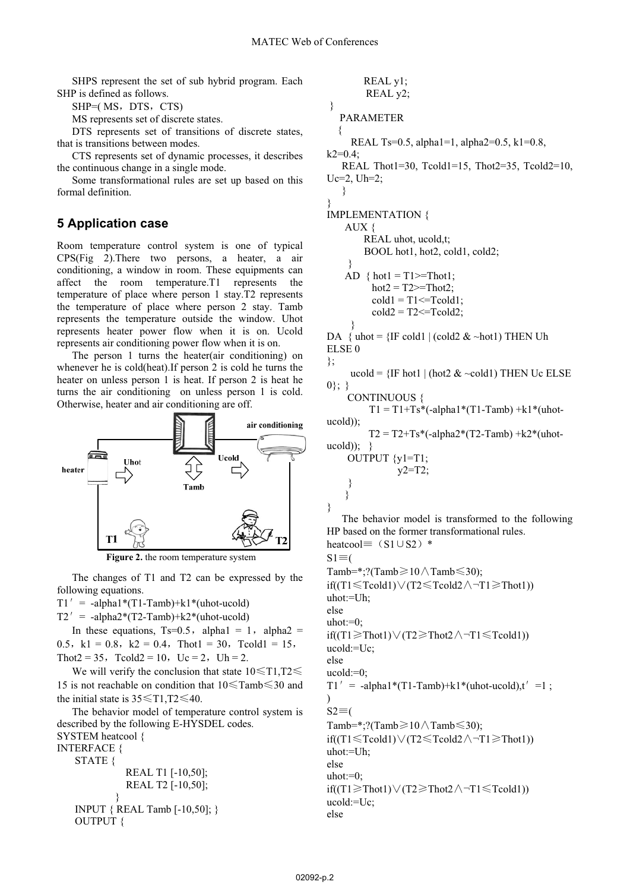SHPS represent the set of sub hybrid program. Each SHP is defined as follows.

SHP=( MS，DTS，CTS)

MS represents set of discrete states.

DTS represents set of transitions of discrete states, that is transitions between modes.

CTS represents set of dynamic processes, it describes the continuous change in a single mode.

Some transformational rules are set up based on this formal definition.

## 5 Application case

Room temperature control system is one of typical CPS(Fig 2).There two persons, a heater, a air conditioning, a window in room. These equipments can affect the room temperature.T1 represents the temperature of place where person 1 stay.T2 represents the temperature of place where person 2 stay. Tamb represents the temperature outside the window. Uhot represents heater power flow when it is on. Ucold represents air conditioning power flow when it is on.

The person 1 turns the heater(air conditioning) on whenever he is cold(heat).If person 2 is cold he turns the heater on unless person 1 is heat. If person 2 is heat he turns the air conditioning on unless person 1 is cold. Otherwise, heater and air conditioning are off.

**Figure 2.** the room temperature system

The changes of T1 and T2 can be expressed by the following equations.

T1′ = -alpha1*(T1-Tamb)+k1*(uhot-ucold)

T2′ = -alpha2*(T2-Tamb)+k2*(uhot-ucold)

In these equations, Ts=0.5，alpha1 = 1，alpha2 = 0.5，k1 = 0.8，k2 = 0.4，Thot1 = 30，Tcold1 = 15，Thot2 = 35，Tcold2 = 10，Uc = 2，Uh = 2.

We will verify the conclusion that state $10 \leq T1,T2 \leq 15$ is not reachable on condition that $10 \leq Tamb \leq 30$ and the initial state is $35 \leq T1,T2 \leq 40$.

The behavior model of temperature control system is described by the following E-HYSDEL codes.

```
SYSTEM heatcool {
INTERFACE {
    STATE {
            REAL T1 [-10,50];
            REAL T2 [-10,50];
          }
    INPUT { REAL Tamb [-10,50]; }
    OUTPUT {
            REAL y1;
            REAL y2;
 }
    PARAMETER
    {
        REAL Ts=0.5, alpha1=1, alpha2=0.5, k1=0.8, k2=0.4;
    REAL Thot1=30, Tcold1=15, Thot2=35, Tcold2=10, Uc=2, Uh=2;
    }
}
IMPLEMENTATION {
     AUX {
          REAL uhot, ucold,t;
          BOOL hot1, hot2, cold1, cold2;
      }
     AD  { hot1 = T1>=Thot1;
           hot2 = T2>=Thot2;
           cold1 = T1<=Tcold1;
           cold2 = T2<=Tcold2;
       }
DA  { uhot = {IF cold1 | (cold2 & ~hot1) THEN Uh ELSE 0
};
      ucold = {IF hot1 | (hot2 & ~cold1) THEN Uc ELSE 0};  }
      CONTINUOUS {
          T1 = T1+Ts*(-alpha1*(T1-Tamb) +k1*(uhot-ucold));
          T2 = T2+Ts*(-alpha2*(T2-Tamb) +k2*(uhot-ucold));   }
      OUTPUT {y1=T1;
               y2=T2;
      }
     }
}
```

The behavior model is transformed to the following HP based on the former transformational rules.

```
heatcool≡（S1∪S2）*
S1≡(
Tamb=*;?(Tamb≥10∧Tamb≤30);
if((T1≤Tcold1)∨(T2≤Tcold2∧¬T1≥Thot1))
uhot:=Uh;
else
uhot:=0;
if((T1≥Thot1)∨(T2≥Thot2∧¬T1≤Tcold1))
ucold:=Uc;
else
ucold:=0;
T1′ = -alpha1*(T1-Tamb)+k1*(uhot-ucold),t′=1 ;
)
S2≡(
Tamb=*;?(Tamb≥10∧Tamb≤30);
if((T1≤Tcold1)∨(T2≤Tcold2∧¬T1≥Thot1))
uhot:=Uh;
else
uhot:=0;
if((T1≥Thot1)∨(T2≥Thot2∧¬T1≤Tcold1))
ucold:=Uc;
else
```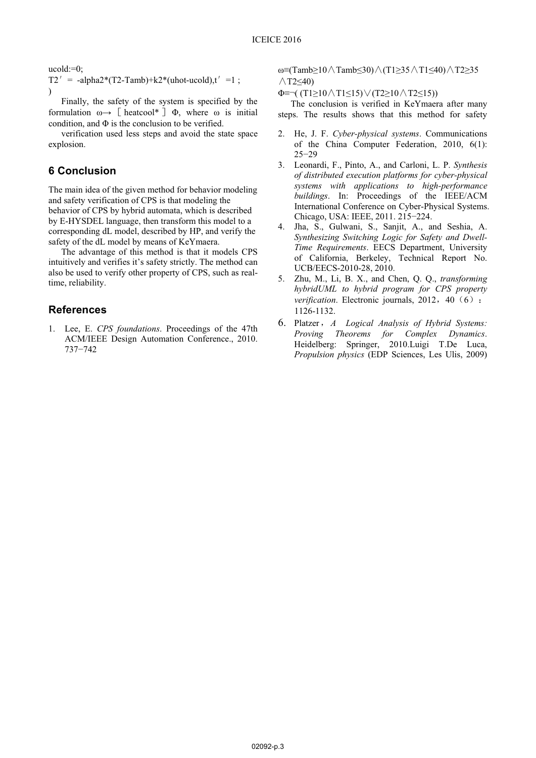ucold:=0;

T2′ = -alpha2*(T2-Tamb)+k2*(uhot-ucold),t′ =1 ;

)

Finally, the safety of the system is specified by the formulation ω→［heatcool*］Φ, where ω is initial condition, and Φ is the conclusion to be verified.

ω≡(Tamb≥10∧Tamb≤30)∧(T1≥35∧T1≤40)∧T2≥35∧T2≤40)

Φ≡¬( (T1≥10∧T1≤15)∨(T2≥10∧T2≤15))

The conclusion is verified in KeYmaera after many steps. The results shows that this method for safety verification used less steps and avoid the state space explosion.

## 6 Conclusion

The main idea of the given method for behavior modeling and safety verification of CPS is that modeling the behavior of CPS by hybrid automata, which is described by E-HYSDEL language, then transform this model to a corresponding dL model, described by HP, and verify the safety of the dL model by means of KeYmaera.

The advantage of this method is that it models CPS intuitively and verifies it's safety strictly. The method can also be used to verify other property of CPS, such as real-time, reliability.

## References

1. Lee, E. *CPS foundations*. Proceedings of the 47th ACM/IEEE Design Automation Conference., 2010. 737−742
2. He, J. F. *Cyber-physical systems*. Communications of the China Computer Federation, 2010, 6(1): 25−29
3. Leonardi, F., Pinto, A., and Carloni, L. P. *Synthesis of distributed execution platforms for cyber-physical systems with applications to high-performance buildings*. In: Proceedings of the IEEE/ACM International Conference on Cyber-Physical Systems. Chicago, USA: IEEE, 2011. 215−224.
4. Jha, S., Gulwani, S., Sanjit, A., and Seshia, A. *Synthesizing Switching Logic for Safety and Dwell-Time Requirements*. EECS Department, University of California, Berkeley, Technical Report No. UCB/EECS-2010-28, 2010.
5. Zhu, M., Li, B. X., and Chen, Q. Q., *transforming hybridUML to hybrid program for CPS property verification*. Electronic journals, 2012，40（6）：1126-1132.
6. Platzer，*A Logical Analysis of Hybrid Systems: Proving Theorems for Complex Dynamics*. Heidelberg: Springer, 2010.Luigi T.De Luca, *Propulsion physics* (EDP Sciences, Les Ulis, 2009)